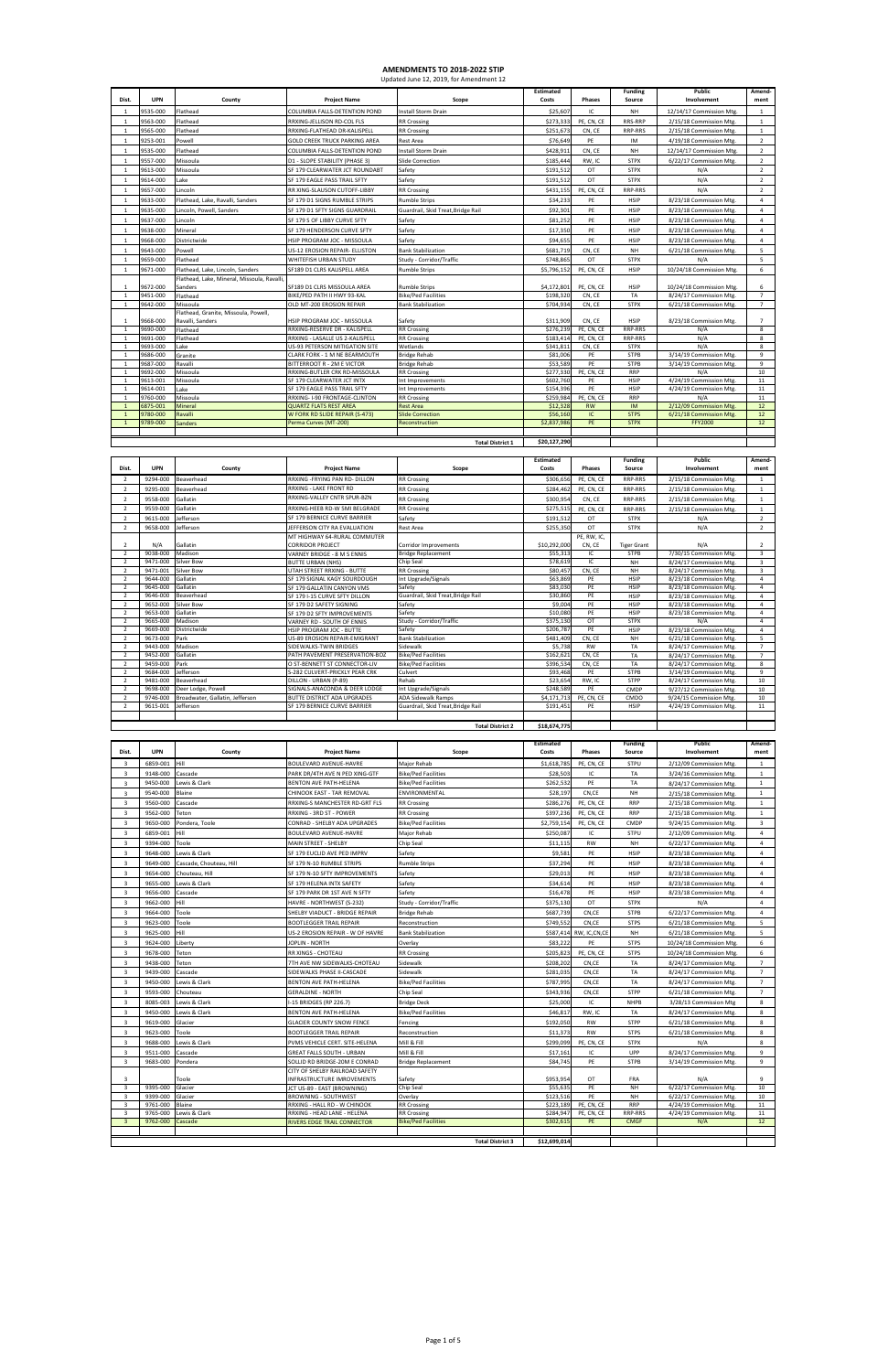# AMENDMENTS TO 2018-2022 STIP

Updated June 12, 2019, for Amendment 12

| Dist. | UPN | County | Project Name | Scope | Estimated Costs | Phases | Funding Source | Public Involvement | Amendment |
|---|---|---|---|---|---|---|---|---|---|
| 1 | 9535-000 | Flathead | COLUMBIA FALLS-DETENTION POND | Install Storm Drain | $25,607 | IC | NH | 12/14/17 Commission Mtg. | 1 |
| 1 | 9563-000 | Flathead | RRXING-JELLISON RD-COL FLS | RR Crossing | $273,333 | PE, CN, CE | RRS-RRP | 2/15/18 Commission Mtg. | 1 |
| 1 | 9565-000 | Flathead | RRXING-FLATHEAD DR-KALISPELL | RR Crossing | $251,673 | CN, CE | RRP-RRS | 2/15/18 Commission Mtg. | 1 |
| 1 | 9253-001 | Powell | GOLD CREEK TRUCK PARKING AREA | Rest Area | $76,649 | PE | IM | 4/19/18 Commission Mtg. | 2 |
| 1 | 9535-000 | Flathead | COLUMBIA FALLS-DETENTION POND | Install Storm Drain | $428,931 | CN, CE | NH | 12/14/17 Commission Mtg. | 2 |
| 1 | 9557-000 | Missoula | D1 - SLOPE STABILITY (PHASE 3) | Slide Correction | $185,444 | RW, IC | STPX | 6/22/17 Commission Mtg. | 2 |
| 1 | 9613-000 | Missoula | SF 179 CLEARWATER JCT ROUNDABT | Safety | $191,512 | OT | STPX | N/A | 2 |
| 1 | 9614-000 | Lake | SF 179 EAGLE PASS TRAIL SFTY | Safety | $191,512 | OT | STPX | N/A | 2 |
| 1 | 9657-000 | Lincoln | RR XING-SLAUSON CUTOFF-LIBBY | RR Crossing | $431,155 | PE, CN, CE | RRP-RRS | N/A | 2 |
| 1 | 9633-000 | Flathead, Lake, Ravalli, Sanders | SF 179 D1 SIGNS RUMBLE STRIPS | Rumble Strips | $34,233 | PE | HSIP | 8/23/18 Commission Mtg. | 4 |
| 1 | 9635-000 | Lincoln, Powell, Sanders | SF 179 D1 SFTY SIGNS GUARDRAIL | Guardrail, Skid Treat,Bridge Rail | $92,301 | PE | HSIP | 8/23/18 Commission Mtg. | 4 |
| 1 | 9637-000 | Lincoln | SF 179 S OF LIBBY CURVE SFTY | Safety | $81,252 | PE | HSIP | 8/23/18 Commission Mtg. | 4 |
| 1 | 9638-000 | Mineral | SF 179 HENDERSON CURVE SFTY | Safety | $17,350 | PE | HSIP | 8/23/18 Commission Mtg. | 4 |
| 1 | 9668-000 | Districtwide | HSIP PROGRAM JOC - MISSOULA | Safety | $94,655 | PE | HSIP | 8/23/18 Commission Mtg. | 4 |
| 1 | 9643-000 | Powell | US-12 EROSION REPAIR- ELLISTON | Bank Stabilization | $681,719 | CN, CE | NH | 6/21/18 Commission Mtg. | 5 |
| 1 | 9659-000 | Flathead | WHITEFISH URBAN STUDY | Study - Corridor/Traffic | $748,865 | OT | STPX | N/A | 5 |
| 1 | 9671-000 | Flathead, Lake, Lincoln, Sanders | SF189 D1 CLRS KALISPELL AREA | Rumble Strips | $5,796,152 | PE, CN, CE | HSIP | 10/24/18 Commission Mtg. | 6 |
| 1 | 9672-000 | Flathead, Lake, Mineral, Missoula, Ravalli, Sanders | SF189 D1 CLRS MISSOULA AREA | Rumble Strips | $4,172,801 | PE, CN, CE | HSIP | 10/24/18 Commission Mtg. | 6 |
| 1 | 9451-000 | Flathead | BIKE/PED PATH II HWY 93-KAL | Bike/Ped Facilities | $198,320 | CN, CE | TA | 8/24/17 Commission Mtg. | 7 |
| 1 | 9642-000 | Missoula | OLD MT-200 EROSION REPAIR | Bank Stabilization | $704,934 | CN, CE | STPX | 6/21/18 Commission Mtg. | 7 |
| 1 | 9668-000 | Flathead, Granite, Missoula, Powell, Ravalli, Sanders | HSIP PROGRAM JOC - MISSOULA | Safety | $311,909 | CN, CE | HSIP | 8/23/18 Commission Mtg. | 7 |
| 1 | 9690-000 | Flathead | RRXING-RESERVE DR - KALISPELL | RR Crossing | $276,239 | PE, CN, CE | RRP-RRS | N/A | 8 |
| 1 | 9691-000 | Flathead | RRXING - LASALLE US 2-KALISPELL | RR Crossing | $183,414 | PE, CN, CE | RRP-RRS | N/A | 8 |
| 1 | 9693-000 | Lake | US-93 PETERSON MITIGATION SITE | Wetlands | $341,811 | CN, CE | STPX | N/A | 8 |
| 1 | 9686-000 | Granite | CLARK FORK - 1 M NE BEARMOUTH | Bridge Rehab | $81,006 | PE | STPB | 3/14/19 Commission Mtg. | 9 |
| 1 | 9687-000 | Ravalli | BITTERROOT R - 2M E VICTOR | Bridge Rehab | $53,589 | PE | STPB | 3/14/19 Commission Mtg. | 9 |
| 1 | 9692-000 | Missoula | RRXING-BUTLER CRK RD-MISSOULA | RR Crossing | $277,330 | PE, CN, CE | RRP | N/A | 10 |
| 1 | 9613-001 | Missoula | SF 179 CLEARWATER JCT INTX | Int Improvements | $602,760 | PE | HSIP | 4/24/19 Commission Mtg. | 11 |
| 1 | 9614-001 | Lake | SF 179 EAGLE PASS TRAIL SFTY | Int Improvements | $154,396 | PE | HSIP | 4/24/19 Commission Mtg. | 11 |
| 1 | 9760-000 | Missoula | RRXING- I-90 FRONTAGE-CLINTON | RR Crossing | $259,984 | PE, CN, CE | RRP | N/A | 11 |
| 1 | 6875-001 | Mineral | QUARTZ FLATS REST AREA | Rest Area | $12,328 | RW | IM | 2/12/09 Commission Mtg. | 12 |
| 1 | 9780-000 | Ravalli | W FORK RD SLIDE REPAIR (S-473) | Slide Correction | $56,160 | IC | STPS | 6/21/18 Commission Mtg. | 12 |
| 1 | 9789-000 | Sanders | Perma Curves (MT-200) | Reconstruction | $2,837,986 | PE | STPX | FFY2000 | 12 |
| | | | | Total District 1 | $20,127,290 | | | | |

| Dist. | UPN | County | Project Name | Scope | Estimated Costs | Phases | Funding Source | Public Involvement | Amendment |
|---|---|---|---|---|---|---|---|---|---|
| 2 | 9294-000 | Beaverhead | RRXING -FRYING PAN RD- DILLON | RR Crossing | $306,656 | PE, CN, CE | RRP-RRS | 2/15/18 Commission Mtg. | 1 |
| 2 | 9295-000 | Beaverhead | RRXING - LAKE FRONT RD | RR Crossing | $284,462 | PE, CN, CE | RRP-RRS | 2/15/18 Commission Mtg. | 1 |
| 2 | 9558-000 | Gallatin | RRXING-VALLEY CNTR SPUR-BZN | RR Crossing | $300,954 | CN, CE | RRP-RRS | 2/15/18 Commission Mtg. | 1 |
| 2 | 9559-000 | Gallatin | RRXING-HEEB RD-W 5MI BELGRADE | RR Crossing | $275,515 | PE, CN, CE | RRP-RRS | 2/15/18 Commission Mtg. | 1 |
| 2 | 9615-000 | Jefferson | SF 179 BERNICE CURVE BARRIER | Safety | $191,512 | OT | STPX | N/A | 2 |
| 2 | 9658-000 | Jefferson | JEFFERSON CITY RA EVALUATION | Rest Area | $255,350 | OT | STPX | N/A | 2 |
| 2 | N/A | Gallatin | MT HIGHWAY 64-RURAL COMMUTER CORRIDOR PROJECT | Corridor Improvements | $10,292,000 | PE, RW, IC, CN, CE | Tiger Grant | N/A | 2 |
| 2 | 9038-000 | Madison | VARNEY BRIDGE - 8 M S ENNIS | Bridge Replacement | $55,313 | IC | STPB | 7/30/15 Commission Mtg. | 3 |
| 2 | 9471-000 | Silver Bow | BUTTE URBAN (NHS) | Chip Seal | $78,619 | IC | NH | 8/24/17 Commission Mtg. | 3 |
| 2 | 9471-001 | Silver Bow | UTAH STREET RRXING - BUTTE | RR Crossing | $80,457 | CN, CE | NH | 8/24/17 Commission Mtg. | 3 |
| 2 | 9644-000 | Gallatin | SF 179 SIGNAL KAGY SOURDOUGH | Int Upgrade/Signals | $63,869 | PE | HSIP | 8/23/18 Commission Mtg. | 4 |
| 2 | 9645-000 | Gallatin | SF 179-GALLATIN CANYON VMS | Safety | $83,030 | PE | HSIP | 8/23/18 Commission Mtg. | 4 |
| 2 | 9646-000 | Beaverhead | SF 179-I-15 CURVE SFTY DILLON | Guardrail, Skid Treat,Bridge Rail | $30,860 | PE | HSIP | 8/23/18 Commission Mtg. | 4 |
| 2 | 9652-000 | Silver Bow | SF 179 D2 SAFETY SIGNING | Safety | $9,004 | PE | HSIP | 8/23/18 Commission Mtg. | 4 |
| 2 | 9653-000 | Gallatin | SF 179 D2 SFTY IMPROVEMENTS | Safety | $10,080 | PE | HSIP | 8/23/18 Commission Mtg. | 4 |
| 2 | 9665-000 | Madison | VARNEY RD - SOUTH OF ENNIS | Study - Corridor/Traffic | $375,130 | OT | STPX | N/A | 4 |
| 2 | 9669-000 | Districtwide | HSIP PROGRAM JOC - BUTTE | Safety | $206,787 | PE | HSIP | 8/23/18 Commission Mtg. | 4 |
| 2 | 9673-000 | Park | US-89 EROSION REPAIR-EMIGRANT | Bank Stabilization | $481,409 | CN, CE | NH | 6/21/18 Commission Mtg. | 5 |
| 2 | 9443-000 | Madison | SIDEWALKS-TWIN BRIDGES | Sidewalk | $5,738 | RW | TA | 8/24/17 Commission Mtg. | 7 |
| 2 | 9452-000 | Gallatin | PATH PAVEMENT PRESERVATION-BOZ | Bike/Ped Facilities | $162,621 | CN, CE | TA | 8/24/17 Commission Mtg. | 7 |
| 2 | 9459-000 | Park | O ST-BENNETT ST CONNECTOR-LIV | Bike/Ped Facilities | $396,534 | CN, CE | TA | 8/24/17 Commission Mtg. | 8 |
| 2 | 9684-000 | Jefferson | S-282 CULVERT-PRICKLY PEAR CRK | Culvert | $93,468 | PE | STPB | 3/14/19 Commission Mtg. | 9 |
| 2 | 9481-000 | Beaverhead | DILLON - URBAN (P-89) | Rehab | $23,654 | RW, IC | STPP | 8/24/17 Commission Mtg. | 10 |
| 2 | 9698-000 | Deer Lodge, Powell | SIGNALS-ANACONDA & DEER LODGE | Int Upgrade/Signals | $248,589 | PE | CMDP | 9/27/12 Commission Mtg. | 10 |
| 2 | 9746-000 | Broadwater, Gallatin, Jefferson | BUTTE DISTRICT ADA UPGRADES | ADA Sidewalk Ramps | $4,171,713 | PE, CN, CE | CMDO | 9/24/15 Commission Mtg. | 10 |
| 2 | 9615-001 | Jefferson | SF 179 BERNICE CURVE BARRIER | Guardrail, Skid Treat,Bridge Rail | $191,451 | PE | HSIP | 4/24/19 Commission Mtg. | 11 |
| | | | | Total District 2 | $18,674,775 | | | | |

| Dist. | UPN | County | Project Name | Scope | Estimated Costs | Phases | Funding Source | Public Involvement | Amendment |
|---|---|---|---|---|---|---|---|---|---|
| 3 | 6859-001 | Hill | BOULEVARD AVENUE-HAVRE | Major Rehab | $1,618,785 | PE, CN, CE | STPU | 2/12/09 Commission Mtg. | 1 |
| 3 | 9148-000 | Cascade | PARK DR/4TH AVE N PED XING-GTF | Bike/Ped Facilities | $28,503 | IC | TA | 3/24/16 Commission Mtg. | 1 |
| 3 | 9450-000 | Lewis & Clark | BENTON AVE PATH-HELENA | Bike/Ped Facilities | $262,532 | PE | TA | 8/24/17 Commission Mtg. | 1 |
| 3 | 9540-000 | Blaine | CHINOOK EAST - TAR REMOVAL | ENVIRONMENTAL | $28,197 | CN,CE | NH | 2/15/18 Commission Mtg. | 1 |
| 3 | 9560-000 | Cascade | RRXING-S MANCHESTER RD-GRT FLS | RR Crossing | $286,276 | PE, CN, CE | RRP | 2/15/18 Commission Mtg. | 1 |
| 3 | 9562-000 | Teton | RRXING - 3RD ST - POWER | RR Crossing | $397,236 | PE, CN, CE | RRP | 2/15/18 Commission Mtg. | 1 |
| 3 | 9650-000 | Pondera, Toole | CONRAD - SHELBY ADA UPGRADES | Bike/Ped Facilities | $2,759,154 | PE, CN, CE | CMDP | 9/24/15 Commission Mtg. | 3 |
| 3 | 6859-001 | Hill | BOULEVARD AVENUE-HAVRE | Major Rehab | $250,087 | IC | STPU | 2/12/09 Commission Mtg. | 4 |
| 3 | 9394-000 | Toole | MAIN STREET - SHELBY | Chip Seal | $11,135 | RW | NH | 6/22/17 Commission Mtg. | 4 |
| 3 | 9648-000 | Lewis & Clark | SF 179 EUCLID AVE PED IMPRV | Safety | $9,581 | PE | HSIP | 8/23/18 Commission Mtg. | 4 |
| 3 | 9649-000 | Cascade, Chouteau, Hill | SF 179 N-10 RUMBLE STRIPS | Rumble Strips | $37,294 | PE | HSIP | 8/23/18 Commission Mtg. | 4 |
| 3 | 9654-000 | Chouteau, Hill | SF 179 N-10 SFTY IMPROVEMENTS | Safety | $29,013 | PE | HSIP | 8/23/18 Commission Mtg. | 4 |
| 3 | 9655-000 | Lewis & Clark | SF 179 HELENA INTX SAFETY | Safety | $34,614 | PE | HSIP | 8/23/18 Commission Mtg. | 4 |
| 3 | 9656-000 | Cascade | SF 179 PARK DR 1ST AVE N SFTY | Safety | $16,478 | PE | HSIP | 8/23/18 Commission Mtg. | 4 |
| 3 | 9662-000 | Hill | HAVRE - NORTHWEST (S-232) | Study - Corridor/Traffic | $375,130 | OT | STPX | N/A | 4 |
| 3 | 9664-000 | Toole | SHELBY VIADUCT - BRIDGE REPAIR | Bridge Rehab | $687,739 | CN,CE | STPB | 6/22/17 Commission Mtg. | 4 |
| 3 | 9623-000 | Toole | BOOTLEGGER TRAIL REPAIR | Reconstruction | $749,552 | CN,CE | STPS | 6/21/18 Commission Mtg. | 5 |
| 3 | 9625-000 | Hill | US-2 EROSION REPAIR - W OF HAVRE | Bank Stabilization | $587,414 | RW, IC,CN,CE | NH | 6/21/18 Commission Mtg. | 5 |
| 3 | 9624-000 | Liberty | JOPLIN - NORTH | Overlay | $83,222 | PE | STPS | 10/24/18 Commission Mtg. | 6 |
| 3 | 9678-000 | Teton | RR XINGS - CHOTEAU | RR Crossing | $205,823 | PE, CN, CE | STPS | 10/24/18 Commission Mtg. | 6 |
| 3 | 9438-000 | Teton | 7TH AVE NW SIDEWALKS-CHOTEAU | Sidewalk | $208,202 | CN,CE | TA | 8/24/17 Commission Mtg. | 7 |
| 3 | 9439-000 | Cascade | SIDEWALKS PHASE II-CASCADE | Sidewalk | $281,035 | CN,CE | TA | 8/24/17 Commission Mtg. | 7 |
| 3 | 9450-000 | Lewis & Clark | BENTON AVE PATH-HELENA | Bike/Ped Facilities | $787,995 | CN,CE | TA | 8/24/17 Commission Mtg. | 7 |
| 3 | 9593-000 | Chouteau | GERALDINE - NORTH | Chip Seal | $343,936 | CN,CE | STPP | 6/21/18 Commission Mtg. | 7 |
| 3 | 8085-003 | Lewis & Clark | I-15 BRIDGES (RP 226.7) | Bridge Deck | $25,000 | IC | NHPB | 3/28/13 Commission Mtg. | 8 |
| 3 | 9450-000 | Lewis & Clark | BENTON AVE PATH-HELENA | Bike/Ped Facilities | $46,817 | RW, IC | TA | 8/24/17 Commission Mtg. | 8 |
| 3 | 9619-000 | Glacier | GLACIER COUNTY SNOW FENCE | Fencing | $192,050 | RW | STPP | 6/21/18 Commission Mtg. | 8 |
| 3 | 9623-000 | Toole | BOOTLEGGER TRAIL REPAIR | Reconstruction | $11,373 | RW | STPS | 6/21/18 Commission Mtg. | 8 |
| 3 | 9688-000 | Lewis & Clark | PVMS VEHICLE CERT. SITE-HELENA | Mill & Fill | $299,099 | PE, CN, CE | STPX | N/A | 8 |
| 3 | 9511-000 | Cascade | GREAT FALLS SOUTH - URBAN | Mill & Fill | $17,161 | IC | UPP | 8/24/17 Commission Mtg. | 9 |
| 3 | 9683-000 | Pondera | SOLLID RD BRIDGE-20M E CONRAD | Bridge Replacement | $84,745 | PE | STPB | 3/14/19 Commission Mtg. | 9 |
| 3 | | Toole | CITY OF SHELBY RAILROAD SAFETY INFRASTRUCTURE IMROVEMENTS | Safety | $953,954 | OT | FRA | N/A | 9 |
| 3 | 9395-000 | Glacier | JCT US-89 - EAST (BROWNING) | Chip Seal | $55,635 | PE | NH | 6/22/17 Commission Mtg. | 10 |
| 3 | 9399-000 | Glacier | BROWNING - SOUTHWEST | Overlay | $123,516 | PE | NH | 6/22/17 Commission Mtg. | 10 |
| 3 | 9761-000 | Blaine | RRXING - HALL RD - W CHINOOK | RR Crossing | $223,189 | PE, CN, CE | RRP | 4/24/19 Commission Mtg. | 11 |
| 3 | 9765-000 | Lewis & Clark | RRXING - HEAD LANE - HELENA | RR Crossing | $284,947 | PE, CN, CE | RRP-RRS | 4/24/19 Commission Mtg. | 11 |
| 3 | 9762-000 | Cascade | RIVERS EDGE TRAIL CONNECTOR | Bike/Ped Facilities | $302,615 | PE | CMGF | N/A | 12 |
| | | | | Total District 3 | $12,699,014 | | | | |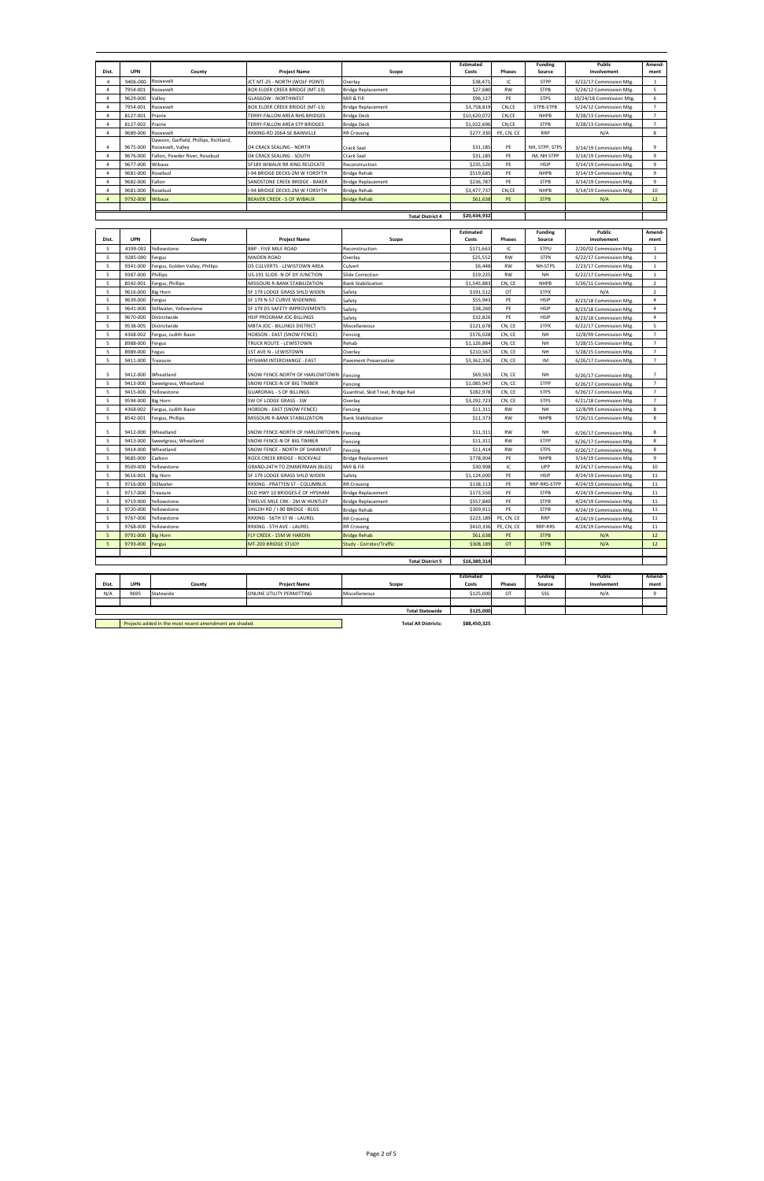| Dist. | UPN | County | Project Name | Scope | Estimated Costs | Phases | Funding Source | Public Involvement | Amend-ment |
|---|---|---|---|---|---|---|---|---|---|
| 4 | 9406-000 | Roosevelt | JCT MT-25 - NORTH (WOLF POINT) | Overlay | $38,471 | IC | STPP | 6/22/17 Commission Mtg. | 1 |
| 4 | 7954-001 | Roosevelt | BOX ELDER CREEK BRIDGE (MT-13) | Bridge Replacement | $27,680 | RW | STPB | 5/24/12 Commission Mtg. | 5 |
| 4 | 9629-000 | Valley | GLASGOW - NORTHWEST | Mill & Fill | $96,127 | PE | STPS | 10/24/18 Commission Mtg. | 6 |
| 4 | 7954-001 | Roosevelt | BOX ELDER CREEK BRIDGE (MT-13) | Bridge Replacement | $3,758,819 | CN,CE | STPB-STPB | 5/24/12 Commission Mtg. | 7 |
| 4 | 8127-001 | Prairie | TERRY-FALLON AREA NHS BRIDGES | Bridge Deck | $10,620,072 | CN,CE | NHPB | 3/28/13 Commission Mtg. | 7 |
| 4 | 8127-002 | Prairie | TERRY-FALLON AREA STP BRIDGES | Bridge Deck | $1,022,696 | CN,CE | STPB | 3/28/13 Commission Mtg. | 7 |
| 4 | 9689-000 | Roosevelt | RRXING-RD 2064-SE BAINVILLE | RR Crossing | $277,330 | PE, CN, CE | RRP | N/A | 8 |
| 4 | 9675-000 | Dawson, Garfield, Phillips, Richland, Roosevelt, Valley | D4 CRACK SEALING - NORTH | Crack Seal | $31,185 | PE | NH, STPP, STPS | 3/14/19 Commission Mtg. | 9 |
| 4 | 9676-000 | Fallon, Powder River, Rosebud | D4 CRACK SEALING - SOUTH | Crack Seal | $31,185 | PE | IM, NH STPP | 3/14/19 Commission Mtg. | 9 |
| 4 | 9677-000 | Wibaux | SF189 WIBAUX RR XING RELOCATE | Reconstruction | $235,520 | PE | HSIP | 3/14/19 Commission Mtg. | 9 |
| 4 | 9681-000 | Rosebud | I-94 BRIDGE DECKS-2M W FORSYTH | Bridge Rehab | $519,685 | PE | NHPB | 3/14/19 Commission Mtg. | 9 |
| 4 | 9682-000 | Fallon | SANDSTONE CREEK BRIDGE - BAKER | Bridge Replacement | $236,787 | PE | STPB | 3/14/19 Commission Mtg. | 9 |
| 4 | 9681-000 | Rosebud | I-94 BRIDGE DECKS-2M W FORSYTH | Bridge Rehab | $3,477,737 | CN,CE | NHPB | 3/14/19 Commission Mtg. | 10 |
| 4 | 9792-000 | Wibaux | BEAVER CREEK - S OF WIBAUX | Bridge Rehab | $61,638 | PE | STPB | N/A | 12 |
| | | | | **Total District 4** | **$20,434,932** | | | | |

| Dist. | UPN | County | Project Name | Scope | Estimated Costs | Phases | Funding Source | Public Involvement | Amend-ment |
|---|---|---|---|---|---|---|---|---|---|
| 5 | 4199-002 | Yellowstone | BBP - FIVE MILE ROAD | Reconstruction | $171,663 | IC | STPU | 2/20/02 Commission Mtg. | 1 |
| 5 | 9285-000 | Fergus | MAIDEN ROAD | Overlay | $25,552 | RW | STPX | 6/22/17 Commission Mtg. | 1 |
| 5 | 9341-000 | Fergus, Golden Valley, Phillips | D5 CULVERTS - LEWISTOWN AREA | Culvert | $6,448 | RW | NH-STPS | 2/23/17 Commission Mtg. | 1 |
| 5 | 9387-000 | Phillips | US-191 SLIDE- N OF DY JUNCTION | Slide Correction | $19,225 | RW | NH | 6/22/17 Commission Mtg. | 1 |
| 5 | 8542-001 | Fergus, Phillips | MISSOURI R-BANK STABILIZATION | Bank Stabilization | $1,545,883 | CN, CE | NHPB | 5/26/11 Commission Mtg. | 2 |
| 5 | 9616-000 | Big Horn | SF 179 LODGE GRASS SHLD WIDEN | Safety | $191,512 | OT | STPX | N/A | 2 |
| 5 | 9639-000 | Fergus | SF 179 N-57 CURVE WIDENING | Safety | $55,943 | PE | HSIP | 8/23/18 Commission Mtg. | 4 |
| 5 | 9641-000 | Stillwater, Yellowstone | SF 179 D5 SAFETY IMPROVEMENTS | Safety | $38,260 | PE | HSIP | 8/23/18 Commission Mtg. | 4 |
| 5 | 9670-000 | Districtwide | HSIP PROGRAM JOC-BILLINGS | Safety | $32,826 | PE | HSIP | 8/23/18 Commission Mtg. | 4 |
| 5 | 9538-005 | Districtwide | MBTA JOC - BILLINGS DISTRICT | Miscellaneous | $121,678 | CN, CE | STPX | 6/22/17 Commission Mtg. | 5 |
| 5 | 4368-002 | Fergus, Judith Basin | HOBSON - EAST (SNOW FENCE) | Fencing | $576,028 | CN, CE | NH | 12/8/99 Commission Mtg. | 7 |
| 5 | 8988-000 | Fergus | TRUCK ROUTE - LEWISTOWN | Rehab | $1,126,884 | CN, CE | NH | 5/28/15 Commission Mtg. | 7 |
| 5 | 8989-000 | Fergus | 1ST AVE N - LEWISTOWN | Overlay | $210,567 | CN, CE | NH | 5/28/15 Commission Mtg. | 7 |
| 5 | 9411-000 | Treasure | HYSHAM INTERCHANGE - EAST | Pavement Preservation | $3,362,336 | CN, CE | IM | 6/26/17 Commission Mtg. | 7 |
| 5 | 9412-000 | Wheatland | SNOW FENCE-NORTH OF HARLOWTOWN | Fencing | $69,563 | CN, CE | NH | 6/26/17 Commission Mtg. | 7 |
| 5 | 9413-000 | Sweetgrass, Wheatland | SNOW FENCE-N OF BIG TIMBER | Fencing | $1,085,947 | CN, CE | STPP | 6/26/17 Commission Mtg. | 7 |
| 5 | 9415-000 | Yellowstone | GUARDRAIL - S OF BILLINGS | Guardrail, Skid Treat, Bridge Rail | $282,978 | CN, CE | STPS | 6/26/17 Commission Mtg. | 7 |
| 5 | 9594-000 | Big Horn | SW OF LODGE GRASS - SW | Overlay | $3,292,723 | CN, CE | STPS | 6/21/18 Commission Mtg. | 7 |
| 5 | 4368-002 | Fergus, Judith Basin | HOBSON - EAST (SNOW FENCE) | Fencing | $11,311 | RW | NH | 12/8/99 Commission Mtg. | 8 |
| 5 | 8542-001 | Fergus, Phillips | MISSOURI R-BANK STABILIZATION | Bank Stabilization | $11,373 | RW | NHPB | 5/26/11 Commission Mtg. | 8 |
| 5 | 9412-000 | Wheatland | SNOW FENCE-NORTH OF HARLOWTOWN | Fencing | $11,311 | RW | NH | 6/26/17 Commission Mtg. | 8 |
| 5 | 9413-000 | Sweetgrass, Wheatland | SNOW FENCE-N OF BIG TIMBER | Fencing | $11,311 | RW | STPP | 6/26/17 Commission Mtg. | 8 |
| 5 | 9414-000 | Wheatland | SNOW FENCE - NORTH OF SHAWMUT | Fencing | $11,414 | RW | STPS | 6/26/17 Commission Mtg. | 8 |
| 5 | 9685-000 | Carbon | ROCK CREEK BRIDGE - ROCKVALE | Bridge Replacement | $778,904 | PE | NHPB | 3/14/19 Commission Mtg. | 9 |
| 5 | 9509-000 | Yellowstone | GRAND-24TH TO ZIMMERMAN (BLGS) | Mill & Fill | $30,908 | IC | UPP | 8/24/17 Commission Mtg. | 10 |
| 5 | 9616-001 | Big Horn | SF 179 LODGE GRASS SHLD WIDEN | Safety | $1,124,000 | PE | HSIP | 4/24/19 Commission Mtg. | 11 |
| 5 | 9716-000 | Stillwater | RRXING - PRATTEN ST - COLUMBUS | RR Crossing | $138,113 | PE | RRP-RRS-STPP | 4/24/19 Commission Mtg. | 11 |
| 5 | 9717-000 | Treasure | OLD HWY 10 BRIDGES-E OF HYSHAM | Bridge Replacement | $173,550 | PE | STPB | 4/24/19 Commission Mtg. | 11 |
| 5 | 9719-000 | Yellowstone | TWELVE MILE CRK - 2M W HUNTLEY | Bridge Replacement | $557,840 | PE | STPB | 4/24/19 Commission Mtg. | 11 |
| 5 | 9720-000 | Yellowstone | SHILOH RD / I-90 BRIDGE - BLGS | Bridge Rehab | $309,911 | PE | STPB | 4/24/19 Commission Mtg. | 11 |
| 5 | 9767-000 | Yellowstone | RRXING - 56TH ST W - LAUREL | RR Crossing | $223,189 | PE, CN, CE | RRP | 4/24/19 Commission Mtg. | 11 |
| 5 | 9768-000 | Yellowstone | RRXING - 5TH AVE - LAUREL | RR Crossing | $410,336 | PE, CN, CE | RRP-RRS | 4/24/19 Commission Mtg. | 11 |
| 5 | 9791-000 | Big Horn | FLY CREEK - 15M W HARDIN | Bridge Rehab | $61,638 | PE | STPB | N/A | 12 |
| 5 | 9793-000 | Fergus | MT-200 BRIDGE STUDY | Study - Corridor/Traffic | $308,189 | OT | STPB | N/A | 12 |
| | | | | **Total District 5** | **$16,389,314** | | | | |

| Dist. | UPN | County | Project Name | Scope | Estimated Costs | Phases | Funding Source | Public Involvement | Amend-ment |
|---|---|---|---|---|---|---|---|---|---|
| N/A | 9695 | Statewide | ONLINE UTILITY PERMITTING | Miscellaneous | $125,000 | OT | SSS | N/A | 9 |
| | | | | **Total Statewide** | **$125,000** | | | | |

Projects added in the most recent amendment are shaded.

**Total All Districts:** **$88,450,325**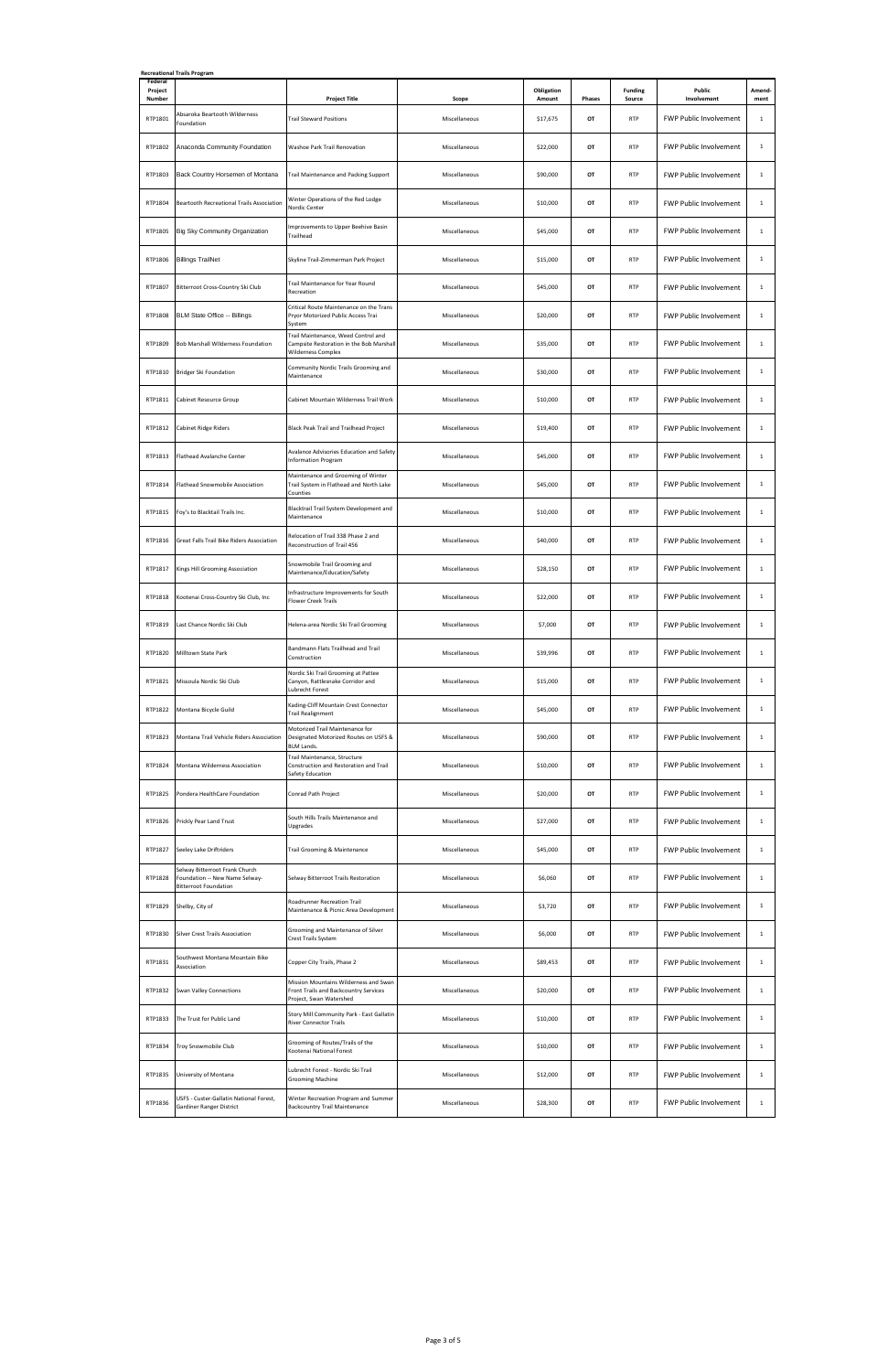**Recreational Trails Program**

| Federal Project Number | | Project Title | Scope | Obligation Amount | Phases | Funding Source | Public Involvement | Amend-ment |
|---|---|---|---|---|---|---|---|---|
| RTP1801 | Absaroka Beartooth Wilderness Foundation | Trail Steward Positions | Miscellaneous | $17,675 | OT | RTP | FWP Public Involvement | 1 |
| RTP1802 | Anaconda Community Foundation | Washoe Park Trail Renovation | Miscellaneous | $22,000 | OT | RTP | FWP Public Involvement | 1 |
| RTP1803 | Back Country Horsemen of Montana | Trail Maintenance and Packing Support | Miscellaneous | $90,000 | OT | RTP | FWP Public Involvement | 1 |
| RTP1804 | Beartooth Recreational Trails Association | Winter Operations of the Red Lodge Nordic Center | Miscellaneous | $10,000 | OT | RTP | FWP Public Involvement | 1 |
| RTP1805 | Big Sky Community Organization | Improvements to Upper Beehive Basin Trailhead | Miscellaneous | $45,000 | OT | RTP | FWP Public Involvement | 1 |
| RTP1806 | Billings TrailNet | Skyline Trail-Zimmerman Park Project | Miscellaneous | $15,000 | OT | RTP | FWP Public Involvement | 1 |
| RTP1807 | Bitterroot Cross-Country Ski Club | Trail Maintenance for Year Round Recreation | Miscellaneous | $45,000 | OT | RTP | FWP Public Involvement | 1 |
| RTP1808 | BLM State Office -- Billings | Critical Route Maintenance on the Trans Pryor Motorized Public Access Trai System | Miscellaneous | $20,000 | OT | RTP | FWP Public Involvement | 1 |
| RTP1809 | Bob Marshall Wilderness Foundation | Trail Maintenance, Weed Control and Campsite Restoration in the Bob Marshall Wilderness Complex | Miscellaneous | $35,000 | OT | RTP | FWP Public Involvement | 1 |
| RTP1810 | Bridger Ski Foundation | Community Nordic Trails Grooming and Maintenance | Miscellaneous | $30,000 | OT | RTP | FWP Public Involvement | 1 |
| RTP1811 | Cabinet Resource Group | Cabinet Mountain Wilderness Trail Work | Miscellaneous | $10,000 | OT | RTP | FWP Public Involvement | 1 |
| RTP1812 | Cabinet Ridge Riders | Black Peak Trail and Trailhead Project | Miscellaneous | $19,400 | OT | RTP | FWP Public Involvement | 1 |
| RTP1813 | Flathead Avalanche Center | Avalance Advisories Education and Safety Information Program | Miscellaneous | $45,000 | OT | RTP | FWP Public Involvement | 1 |
| RTP1814 | Flathead Snowmobile Association | Maintenance and Grooming of Winter Trail System in Flathead and North Lake Counties | Miscellaneous | $45,000 | OT | RTP | FWP Public Involvement | 1 |
| RTP1815 | Foy's to Blacktail Trails Inc. | Blacktrail Trail System Development and Maintenance | Miscellaneous | $10,000 | OT | RTP | FWP Public Involvement | 1 |
| RTP1816 | Great Falls Trail Bike Riders Association | Relocation of Trail 338 Phase 2 and Reconstruction of Trail 456 | Miscellaneous | $40,000 | OT | RTP | FWP Public Involvement | 1 |
| RTP1817 | Kings Hill Grooming Association | Snowmobile Trail Grooming and Maintenance/Education/Safety | Miscellaneous | $28,150 | OT | RTP | FWP Public Involvement | 1 |
| RTP1818 | Kootenai Cross-Country Ski Club, Inc | Infrastructure Improvements for South Flower Creek Trails | Miscellaneous | $22,000 | OT | RTP | FWP Public Involvement | 1 |
| RTP1819 | Last Chance Nordic Ski Club | Helena-area Nordic Ski Trail Grooming | Miscellaneous | $7,000 | OT | RTP | FWP Public Involvement | 1 |
| RTP1820 | Milltown State Park | Bandmann Flats Trailhead and Trail Construction | Miscellaneous | $39,996 | OT | RTP | FWP Public Involvement | 1 |
| RTP1821 | Missoula Nordic Ski Club | Nordic Ski Trail Grooming at Pattee Canyon, Rattlesnake Corridor and Lubrecht Forest | Miscellaneous | $15,000 | OT | RTP | FWP Public Involvement | 1 |
| RTP1822 | Montana Bicycle Guild | Kading-Cliff Mountain Crest Connector Trail Realignment | Miscellaneous | $45,000 | OT | RTP | FWP Public Involvement | 1 |
| RTP1823 | Montana Trail Vehicle Riders Association | Motorized Trail Maintenance for Designated Motorized Routes on USFS & BLM Lands. | Miscellaneous | $90,000 | OT | RTP | FWP Public Involvement | 1 |
| RTP1824 | Montana Wilderness Association | Trail Maintenance, Structure Construction and Restoration and Trail Safety Education | Miscellaneous | $10,000 | OT | RTP | FWP Public Involvement | 1 |
| RTP1825 | Pondera HealthCare Foundation | Conrad Path Project | Miscellaneous | $20,000 | OT | RTP | FWP Public Involvement | 1 |
| RTP1826 | Prickly Pear Land Trust | South Hills Trails Maintenance and Upgrades | Miscellaneous | $27,000 | OT | RTP | FWP Public Involvement | 1 |
| RTP1827 | Seeley Lake Driftriders | Trail Grooming & Maintenance | Miscellaneous | $45,000 | OT | RTP | FWP Public Involvement | 1 |
| RTP1828 | Selway Bitterroot Frank Church Foundation -- New Name Selway-Bitterroot Foundation | Selway Bitterroot Trails Restoration | Miscellaneous | $6,060 | OT | RTP | FWP Public Involvement | 1 |
| RTP1829 | Shelby, City of | Roadrunner Recreation Trail Maintenance & Picnic Area Development | Miscellaneous | $3,720 | OT | RTP | FWP Public Involvement | 1 |
| RTP1830 | Silver Crest Trails Association | Grooming and Maintenance of Silver Crest Trails System | Miscellaneous | $6,000 | OT | RTP | FWP Public Involvement | 1 |
| RTP1831 | Southwest Montana Mountain Bike Association | Copper City Trails, Phase 2 | Miscellaneous | $89,453 | OT | RTP | FWP Public Involvement | 1 |
| RTP1832 | Swan Valley Connections | Mission Mountains Wilderness and Swan Front Trails and Backcountry Services Project, Swan Watershed | Miscellaneous | $20,000 | OT | RTP | FWP Public Involvement | 1 |
| RTP1833 | The Trust for Public Land | Story Mill Community Park - East Gallatin River Connector Trails | Miscellaneous | $10,000 | OT | RTP | FWP Public Involvement | 1 |
| RTP1834 | Troy Snowmobile Club | Grooming of Routes/Trails of the Kootenai National Forest | Miscellaneous | $10,000 | OT | RTP | FWP Public Involvement | 1 |
| RTP1835 | University of Montana | Lubrecht Forest - Nordic Ski Trail Grooming Machine | Miscellaneous | $12,000 | OT | RTP | FWP Public Involvement | 1 |
| RTP1836 | USFS - Custer-Gallatin National Forest, Gardiner Ranger District | Winter Recreation Program and Summer Backcountry Trail Maintenance | Miscellaneous | $28,300 | OT | RTP | FWP Public Involvement | 1 |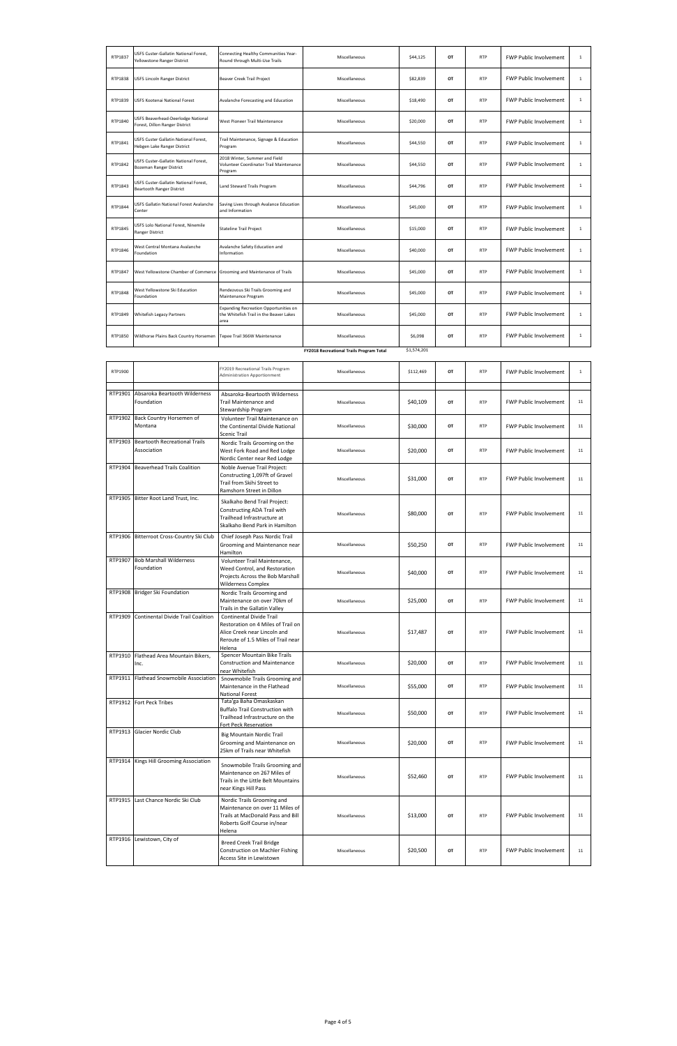| | | | | | | | | |
|---|---|---|---|---|---|---|---|---|
| RTP1837 | USFS Custer-Gallatin National Forest, Yellowstone Ranger District | Connecting Healthy Communities Year-Round through Multi-Use Trails | Miscellaneous | $44,125 | OT | RTP | FWP Public Involvement | 1 |
| RTP1838 | USFS Lincoln Ranger District | Beaver Creek Trail Project | Miscellaneous | $82,839 | OT | RTP | FWP Public Involvement | 1 |
| RTP1839 | USFS Kootenai National Forest | Avalanche Forecasting and Education | Miscellaneous | $18,490 | OT | RTP | FWP Public Involvement | 1 |
| RTP1840 | USFS Beaverhead-Deerlodge National Forest, Dillon Ranger District | West Pioneer Trail Maintenance | Miscellaneous | $20,000 | OT | RTP | FWP Public Involvement | 1 |
| RTP1841 | USFS Custer Gallatin National Forest, Hebgen Lake Ranger District | Trail Maintenance, Signage & Education Program | Miscellaneous | $44,550 | OT | RTP | FWP Public Involvement | 1 |
| RTP1842 | USFS Custer-Gallatin National Forest, Bozeman Ranger District | 2018 Winter, Summer and Field Volunteer Coordinator Trail Maintenance Program | Miscellaneous | $44,550 | OT | RTP | FWP Public Involvement | 1 |
| RTP1843 | USFS Custer-Gallatin National Forest, Beartooth Ranger District | Land Steward Trails Program | Miscellaneous | $44,796 | OT | RTP | FWP Public Involvement | 1 |
| RTP1844 | USFS Gallatin National Forest Avalanche Center | Saving Lives through Avalanche Education and Information | Miscellaneous | $45,000 | OT | RTP | FWP Public Involvement | 1 |
| RTP1845 | USFS Lolo National Forest, Ninemile Ranger District | Stateline Trail Project | Miscellaneous | $15,000 | OT | RTP | FWP Public Involvement | 1 |
| RTP1846 | West Central Montana Avalanche Foundation | Avalanche Safety Education and Information | Miscellaneous | $40,000 | OT | RTP | FWP Public Involvement | 1 |
| RTP1847 | West Yellowstone Chamber of Commerce | Grooming and Maintenance of Trails | Miscellaneous | $45,000 | OT | RTP | FWP Public Involvement | 1 |
| RTP1848 | West Yellowstone Ski Education Foundation | Rendezvous Ski Trails Grooming and Maintenance Program | Miscellaneous | $45,000 | OT | RTP | FWP Public Involvement | 1 |
| RTP1849 | Whitefish Legacy Partners | Expanding Recreation Opportunities on the Whitefish Trail in the Beaver Lakes area | Miscellaneous | $45,000 | OT | RTP | FWP Public Involvement | 1 |
| RTP1850 | Wildhorse Plains Back Country Horsemen | Tepee Trail 366W Maintenance | Miscellaneous | $6,098 | OT | RTP | FWP Public Involvement | 1 |
| | | | **FY2018 Recreational Trails Program Total** | $1,574,201 | | | | |

| | | | | | | | | |
|---|---|---|---|---|---|---|---|---|
| RTP1900 | | FY2019 Recreational Trails Program Administration Apportionment | Miscellaneous | $112,469 | OT | RTP | FWP Public Involvement | 1 |
| RTP1901 | Absaroka Beartooth Wilderness Foundation | Absaroka-Beartooth Wilderness Trail Maintenance and Stewardship Program | Miscellaneous | $40,109 | OT | RTP | FWP Public Involvement | 11 |
| RTP1902 | Back Country Horsemen of Montana | Volunteer Trail Maintenance on the Continental Divide National Scenic Trail | Miscellaneous | $30,000 | OT | RTP | FWP Public Involvement | 11 |
| RTP1903 | Beartooth Recreational Trails Association | Nordic Trails Grooming on the West Fork Road and Red Lodge Nordic Center near Red Lodge | Miscellaneous | $20,000 | OT | RTP | FWP Public Involvement | 11 |
| RTP1904 | Beaverhead Trails Coalition | Noble Avenue Trail Project: Constructing 1,097ft of Gravel Trail from Skihi Street to Ramshorn Street in Dillon | Miscellaneous | $31,000 | OT | RTP | FWP Public Involvement | 11 |
| RTP1905 | Bitter Root Land Trust, Inc. | Skalkaho Bend Trail Project: Constructing ADA Trail with Trailhead Infrastructure at Skalkaho Bend Park in Hamilton | Miscellaneous | $80,000 | OT | RTP | FWP Public Involvement | 11 |
| RTP1906 | Bitterroot Cross-Country Ski Club | Chief Joseph Pass Nordic Trail Grooming and Maintenance near Hamilton | Miscellaneous | $50,250 | OT | RTP | FWP Public Involvement | 11 |
| RTP1907 | Bob Marshall Wilderness Foundation | Volunteer Trail Maintenance, Weed Control, and Restoration Projects Across the Bob Marshall Wilderness Complex | Miscellaneous | $40,000 | OT | RTP | FWP Public Involvement | 11 |
| RTP1908 | Bridger Ski Foundation | Nordic Trails Grooming and Maintenance on over 70km of Trails in the Gallatin Valley | Miscellaneous | $25,000 | OT | RTP | FWP Public Involvement | 11 |
| RTP1909 | Continental Divide Trail Coalition | Continental Divide Trail Restoration on 4 Miles of Trail on Alice Creek near Lincoln and Reroute of 1.5 Miles of Trail near Helena | Miscellaneous | $17,487 | OT | RTP | FWP Public Involvement | 11 |
| RTP1910 | Flathead Area Mountain Bikers, Inc. | Spencer Mountain Bike Trails Construction and Maintenance near Whitefish | Miscellaneous | $20,000 | OT | RTP | FWP Public Involvement | 11 |
| RTP1911 | Flathead Snowmobile Association | Snowmobile Trails Grooming and Maintenance in the Flathead National Forest | Miscellaneous | $55,000 | OT | RTP | FWP Public Involvement | 11 |
| RTP1912 | Fort Peck Tribes | Tata'ga Baha Omaskaskan Buffalo Trail Construction with Trailhead Infrastructure on the Fort Peck Reservation | Miscellaneous | $50,000 | OT | RTP | FWP Public Involvement | 11 |
| RTP1913 | Glacier Nordic Club | Big Mountain Nordic Trail Grooming and Maintenance on 25km of Trails near Whitefish | Miscellaneous | $20,000 | OT | RTP | FWP Public Involvement | 11 |
| RTP1914 | Kings Hill Grooming Association | Snowmobile Trails Grooming and Maintenance on 267 Miles of Trails in the Little Belt Mountains near Kings Hill Pass | Miscellaneous | $52,460 | OT | RTP | FWP Public Involvement | 11 |
| RTP1915 | Last Chance Nordic Ski Club | Nordic Trails Grooming and Maintenance on over 11 Miles of Trails at MacDonald Pass and Bill Roberts Golf Course in/near Helena | Miscellaneous | $13,000 | OT | RTP | FWP Public Involvement | 11 |
| RTP1916 | Lewistown, City of | Breed Creek Trail Bridge Construction on Machler Fishing Access Site in Lewistown | Miscellaneous | $20,500 | OT | RTP | FWP Public Involvement | 11 |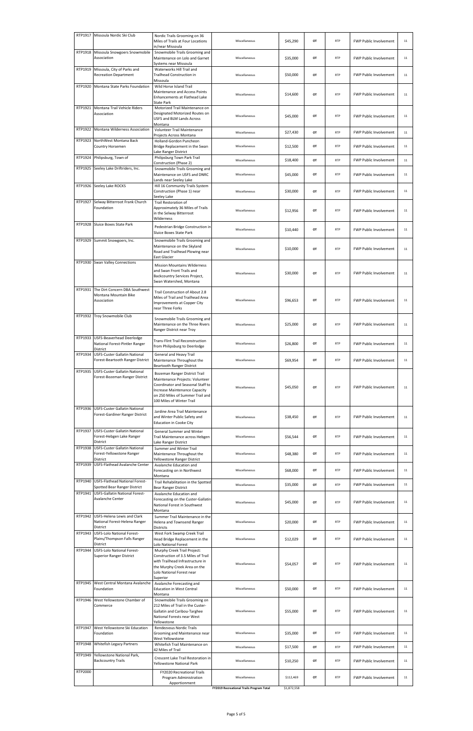| | | | | | | | | |
|---|---|---|---|---|---|---|---|---|
| RTP1917 | Missoula Nordic Ski Club | Nordic Trails Grooming on 36 Miles of Trails at Four Locations in/near Missoula | Miscellaneous | $45,290 | OT | RTP | FWP Public Involvement | 11 |
| RTP1918 | Missoula Snowgoers Snowmobile Association | Snowmobile Trails Grooming and Maintenance on Lolo and Garnet Systems near Missoula | Miscellaneous | $35,000 | OT | RTP | FWP Public Involvement | 11 |
| RTP1919 | Missoula, City of Parks and Recreation Department | Waterworks Hill Trail and Trailhead Construction in Missoula | Miscellaneous | $50,000 | OT | RTP | FWP Public Involvement | 11 |
| RTP1920 | Montana State Parks Foundation | Wild Horse Island Trail Maintenance and Access Points Enhancements at Flathead Lake State Park | Miscellaneous | $14,600 | OT | RTP | FWP Public Involvement | 11 |
| RTP1921 | Montana Trail Vehicle Riders Association | Motorized Trail Maintenance on Designated Motorized Routes on USFS and BLM Lands Across Montana | Miscellaneous | $45,000 | OT | RTP | FWP Public Involvement | 11 |
| RTP1922 | Montana Wilderness Association | Volunteer Trail Maintenance Projects Across Montana | Miscellaneous | $27,430 | OT | RTP | FWP Public Involvement | 11 |
| RTP1923 | NorthWest Montana Back Country Horsemen | Holland-Gordon Puncheon Bridge Replacement in the Swan Lake Ranger District | Miscellaneous | $12,500 | OT | RTP | FWP Public Involvement | 11 |
| RTP1924 | Philipsburg, Town of | Philipsburg Town Park Trail Construction (Phase 2) | Miscellaneous | $18,400 | OT | RTP | FWP Public Involvement | 11 |
| RTP1925 | Seeley Lake Driftriders, Inc. | Snowmobile Trails Grooming and Maintenance on USFS and DNRC Lands near Seeley Lake | Miscellaneous | $45,000 | OT | RTP | FWP Public Involvement | 11 |
| RTP1926 | Seeley Lake ROCKS | Hill 16 Community Trails System Construction (Phase 1) near Seeley Lake | Miscellaneous | $30,000 | OT | RTP | FWP Public Involvement | 11 |
| RTP1927 | Selway Bitterroot Frank Church Foundation | Trail Restoration of Approximately 36 Miles of Trails in the Selway Bitterroot Wilderness | Miscellaneous | $12,956 | OT | RTP | FWP Public Involvement | 11 |
| RTP1928 | Sluice Boxes State Park | Pedestrian Bridge Construction in Sluice Boxes State Park | Miscellaneous | $10,440 | OT | RTP | FWP Public Involvement | 11 |
| RTP1929 | Summit Snowgoers, Inc. | Snowmobile Trails Grooming and Maintenance on the Skyland Road and Trailhead Plowing near East Glacier | Miscellaneous | $10,000 | OT | RTP | FWP Public Involvement | 11 |
| RTP1930 | Swan Valley Connections | Mission Mountains Wilderness and Swan Front Trails and Backcountry Services Project, Swan Watershed, Montana | Miscellaneous | $30,000 | OT | RTP | FWP Public Involvement | 11 |
| RTP1931 | The Dirt Concern DBA Southwest Montana Mountain Bike Association | Trail Construction of About 2.8 Miles of Trail and Trailhead Area Improvements at Copper City near Three Forks | Miscellaneous | $96,653 | OT | RTP | FWP Public Involvement | 11 |
| RTP1932 | Troy Snowmobile Club | Snowmobile Trails Grooming and Maintenance on the Three Rivers Ranger District near Troy | Miscellaneous | $25,000 | OT | RTP | FWP Public Involvement | 11 |
| RTP1933 | USFS-Beaverhead Deerlodge National Forest-Pintler Ranger District | Trans-Flint Trail Reconstruction from Philipsburg to Deerlodge | Miscellaneous | $26,800 | OT | RTP | FWP Public Involvement | 11 |
| RTP1934 | USFS-Custer Gallatin National Forest-Beartooth Ranger District | General and Heavy Trail Maintenance Throughout the Beartooth Ranger District | Miscellaneous | $69,954 | OT | RTP | FWP Public Involvement | 11 |
| RTP1935 | USFS-Custer Gallatin National Forest-Bozeman Ranger District | Bozeman Ranger District Trail Maintenance Projects: Volunteer Coordinator and Seasonal Staff to Increase Maintenance Capacity on 250 Miles of Summer Trail and 100 Miles of Winter Trail | Miscellaneous | $45,050 | OT | RTP | FWP Public Involvement | 11 |
| RTP1936 | USFS-Custer Gallatin National Forest-Gardiner Ranger District | Jardine Area Trail Maintenance and Winter Public Safety and Education in Cooke City | Miscellaneous | $38,450 | OT | RTP | FWP Public Involvement | 11 |
| RTP1937 | USFS-Custer Gallatin National Forest-Hebgen Lake Ranger District | General Summer and Winter Trail Maintenance across Hebgen Lake Ranger District | Miscellaneous | $56,544 | OT | RTP | FWP Public Involvement | 11 |
| RTP1938 | USFS-Custer Gallatin National Forest-Yellowstone Ranger District | Summer and Winter Trail Maintenance Throughout the Yellowstone Ranger District | Miscellaneous | $48,380 | OT | RTP | FWP Public Involvement | 11 |
| RTP1939 | USFS-Flathead Avalanche Center | Avalanche Education and Forecasting on in Northwest Montana | Miscellaneous | $68,000 | OT | RTP | FWP Public Involvement | 11 |
| RTP1940 | USFS-Flathead National Forest-Spotted Bear Ranger District | Trail Rehabilitation in the Spotted Bear Ranger District | Miscellaneous | $35,000 | OT | RTP | FWP Public Involvement | 11 |
| RTP1941 | USFS-Gallatin National Forest-Avalanche Center | Avalanche Education and Forecasting on the Custer-Gallatin National Forest in Southwest Montana | Miscellaneous | $45,000 | OT | RTP | FWP Public Involvement | 11 |
| RTP1942 | USFS-Helena Lewis and Clark National Forest-Helena Ranger District | Summer Trail Maintenance in the Helena and Townsend Ranger Districts | Miscellaneous | $20,000 | OT | RTP | FWP Public Involvement | 11 |
| RTP1943 | USFS-Lolo National Forest-Plains/Thompson Falls Ranger District | West Fork Swamp Creek Trail Head Bridge Replacement in the Lolo National Forest | Miscellaneous | $12,029 | OT | RTP | FWP Public Involvement | 11 |
| RTP1944 | USFS-Lolo National Forest-Superior Ranger District | Murphy Creek Trail Project: Construction of 3.5 Miles of Trail with Trailhead Infrastructure in the Murphy Creek Area on the Lolo National Forest near Superior | Miscellaneous | $54,057 | OT | RTP | FWP Public Involvement | 11 |
| RTP1945 | West Central Montana Avalanche Foundation | Avalanche Forecasting and Education in West Central Montana | Miscellaneous | $50,000 | OT | RTP | FWP Public Involvement | 11 |
| RTP1946 | West Yellowstone Chamber of Commerce | Snowmobile Trails Grooming on 212 Miles of Trail in the Custer-Gallatin and Caribou-Targhee National Forests near West Yellowstone | Miscellaneous | $55,000 | OT | RTP | FWP Public Involvement | 11 |
| RTP1947 | West Yellowstone Ski Education Foundation | Rendezvous Nordic Trails Grooming and Maintenance near West Yellowstone | Miscellaneous | $35,000 | OT | RTP | FWP Public Involvement | 11 |
| RTP1948 | Whitefish Legacy Partners | Whitefish Trail Maintenance on 42 Miles of Trail | Miscellaneous | $17,500 | OT | RTP | FWP Public Involvement | 11 |
| RTP1949 | Yellowstone National Park, Backcountry Trails | Crescent Lake Trail Restoration in Yellowstone National Park | Miscellaneous | $10,250 | OT | RTP | FWP Public Involvement | 11 |
| RTP2000 | | FY2020 Recreational Trails Program Administration Apportionment | Miscellaneous | $112,469 | OT | RTP | FWP Public Involvement | 11 |
| | | | **FY2019 Recreational Trails Program Total** | $1,872,558 | | | | |